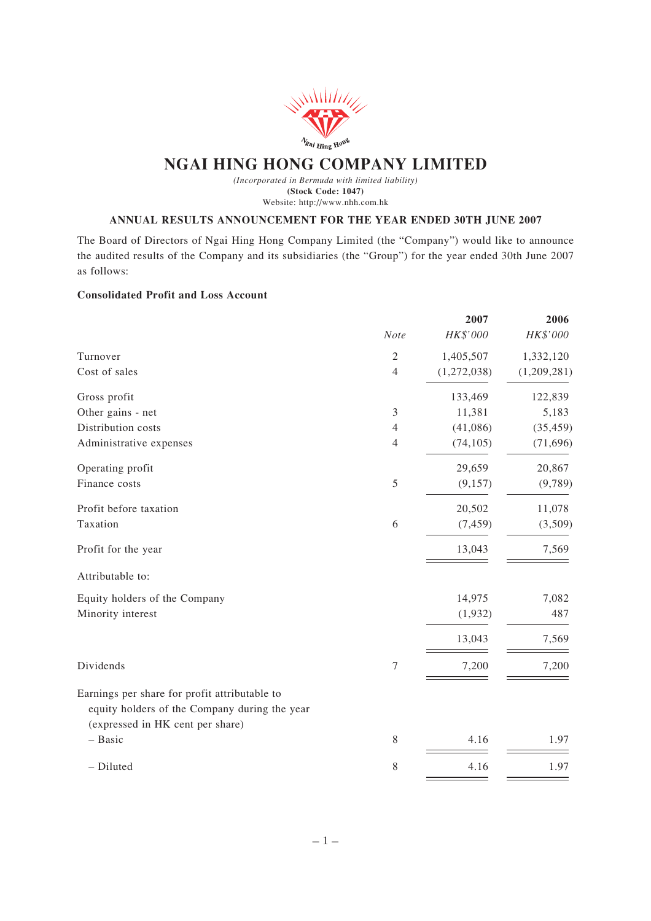# NGAI HING HONG COMPANY LIMITED

*(Incorporated in Bermuda with limited liability)*
**(Stock Code: 1047)**
Website: http://www.nhh.com.hk

## ANNUAL RESULTS ANNOUNCEMENT FOR THE YEAR ENDED 30TH JUNE 2007

The Board of Directors of Ngai Hing Hong Company Limited (the "Company") would like to announce the audited results of the Company and its subsidiaries (the "Group") for the year ended 30th June 2007 as follows:

### Consolidated Profit and Loss Account

| | Note | 2007 HK$'000 | 2006 HK$'000 |
|---|---|---|---|
| Turnover | 2 | 1,405,507 | 1,332,120 |
| Cost of sales | 4 | (1,272,038) | (1,209,281) |
| Gross profit | | 133,469 | 122,839 |
| Other gains - net | 3 | 11,381 | 5,183 |
| Distribution costs | 4 | (41,086) | (35,459) |
| Administrative expenses | 4 | (74,105) | (71,696) |
| Operating profit | | 29,659 | 20,867 |
| Finance costs | 5 | (9,157) | (9,789) |
| Profit before taxation | | 20,502 | 11,078 |
| Taxation | 6 | (7,459) | (3,509) |
| Profit for the year | | 13,043 | 7,569 |
| Attributable to: | | | |
| Equity holders of the Company | | 14,975 | 7,082 |
| Minority interest | | (1,932) | 487 |
| | | 13,043 | 7,569 |
| Dividends | 7 | 7,200 | 7,200 |
| Earnings per share for profit attributable to equity holders of the Company during the year (expressed in HK cent per share) | | | |
| – Basic | 8 | 4.16 | 1.97 |
| – Diluted | 8 | 4.16 | 1.97 |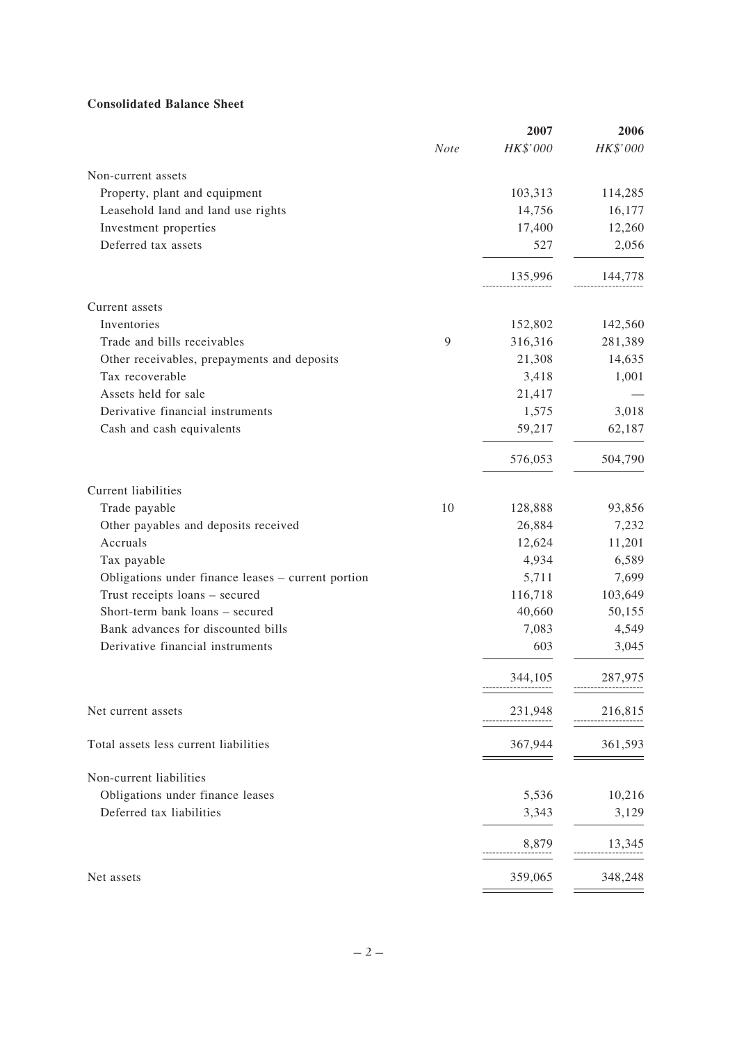**Consolidated Balance Sheet**

| | *Note* | 2007<br>*HK$'000* | 2006<br>*HK$'000* |
|---|---|---|---|
| Non-current assets | | | |
| Property, plant and equipment | | 103,313 | 114,285 |
| Leasehold land and land use rights | | 14,756 | 16,177 |
| Investment properties | | 17,400 | 12,260 |
| Deferred tax assets | | 527 | 2,056 |
| | | 135,996 | 144,778 |
| Current assets | | | |
| Inventories | | 152,802 | 142,560 |
| Trade and bills receivables | 9 | 316,316 | 281,389 |
| Other receivables, prepayments and deposits | | 21,308 | 14,635 |
| Tax recoverable | | 3,418 | 1,001 |
| Assets held for sale | | 21,417 | — |
| Derivative financial instruments | | 1,575 | 3,018 |
| Cash and cash equivalents | | 59,217 | 62,187 |
| | | 576,053 | 504,790 |
| Current liabilities | | | |
| Trade payable | 10 | 128,888 | 93,856 |
| Other payables and deposits received | | 26,884 | 7,232 |
| Accruals | | 12,624 | 11,201 |
| Tax payable | | 4,934 | 6,589 |
| Obligations under finance leases – current portion | | 5,711 | 7,699 |
| Trust receipts loans – secured | | 116,718 | 103,649 |
| Short-term bank loans – secured | | 40,660 | 50,155 |
| Bank advances for discounted bills | | 7,083 | 4,549 |
| Derivative financial instruments | | 603 | 3,045 |
| | | 344,105 | 287,975 |
| Net current assets | | 231,948 | 216,815 |
| Total assets less current liabilities | | 367,944 | 361,593 |
| Non-current liabilities | | | |
| Obligations under finance leases | | 5,536 | 10,216 |
| Deferred tax liabilities | | 3,343 | 3,129 |
| | | 8,879 | 13,345 |
| Net assets | | 359,065 | 348,248 |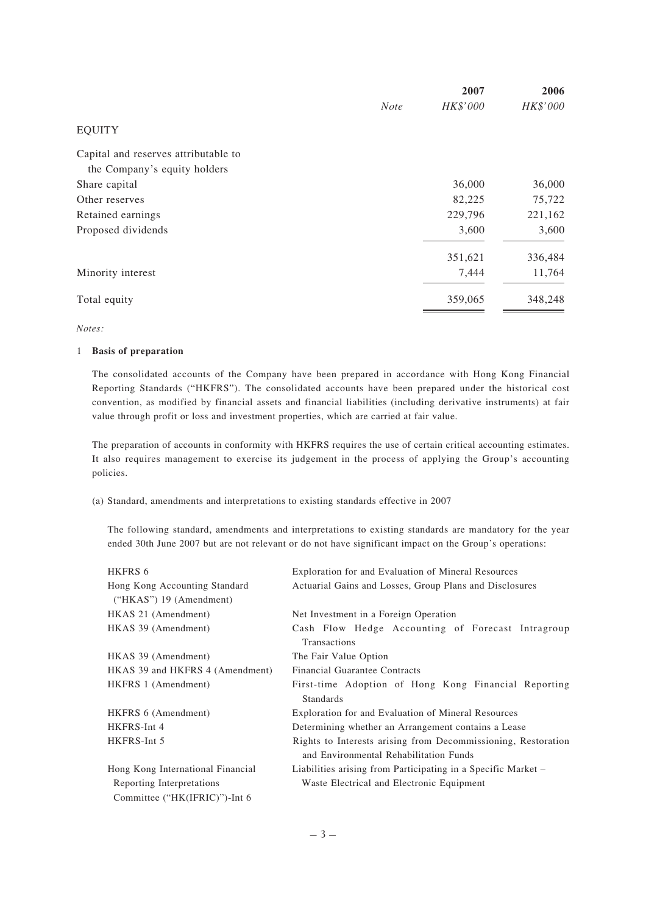| | Note | 2007<br>HK$'000 | 2006<br>HK$'000 |
|---|---|---|---|
| **EQUITY** | | | |
| Capital and reserves attributable to the Company's equity holders | | | |
| Share capital | | 36,000 | 36,000 |
| Other reserves | | 82,225 | 75,722 |
| Retained earnings | | 229,796 | 221,162 |
| Proposed dividends | | 3,600 | 3,600 |
| | | 351,621 | 336,484 |
| Minority interest | | 7,444 | 11,764 |
| Total equity | | 359,065 | 348,248 |

*Notes:*

1 **Basis of preparation**

The consolidated accounts of the Company have been prepared in accordance with Hong Kong Financial Reporting Standards ("HKFRS"). The consolidated accounts have been prepared under the historical cost convention, as modified by financial assets and financial liabilities (including derivative instruments) at fair value through profit or loss and investment properties, which are carried at fair value.

The preparation of accounts in conformity with HKFRS requires the use of certain critical accounting estimates. It also requires management to exercise its judgement in the process of applying the Group's accounting policies.

(a) Standard, amendments and interpretations to existing standards effective in 2007

The following standard, amendments and interpretations to existing standards are mandatory for the year ended 30th June 2007 but are not relevant or do not have significant impact on the Group's operations:

| | |
|---|---|
| HKFRS 6 | Exploration for and Evaluation of Mineral Resources |
| Hong Kong Accounting Standard ("HKAS") 19 (Amendment) | Actuarial Gains and Losses, Group Plans and Disclosures |
| HKAS 21 (Amendment) | Net Investment in a Foreign Operation |
| HKAS 39 (Amendment) | Cash Flow Hedge Accounting of Forecast Intragroup Transactions |
| HKAS 39 (Amendment) | The Fair Value Option |
| HKAS 39 and HKFRS 4 (Amendment) | Financial Guarantee Contracts |
| HKFRS 1 (Amendment) | First-time Adoption of Hong Kong Financial Reporting Standards |
| HKFRS 6 (Amendment) | Exploration for and Evaluation of Mineral Resources |
| HKFRS-Int 4 | Determining whether an Arrangement contains a Lease |
| HKFRS-Int 5 | Rights to Interests arising from Decommissioning, Restoration and Environmental Rehabilitation Funds |
| Hong Kong International Financial Reporting Interpretations Committee ("HK(IFRIC)")-Int 6 | Liabilities arising from Participating in a Specific Market – Waste Electrical and Electronic Equipment |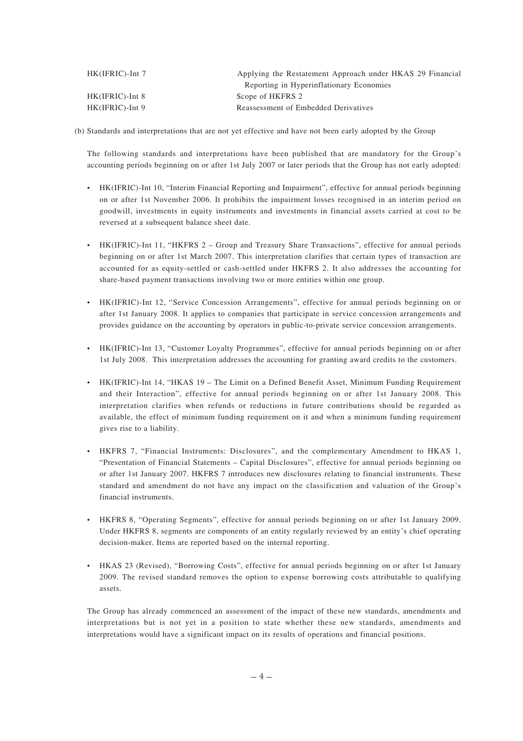| | |
|---|---|
| HK(IFRIC)-Int 7 | Applying the Restatement Approach under HKAS 29 Financial Reporting in Hyperinflationary Economies |
| HK(IFRIC)-Int 8 | Scope of HKFRS 2 |
| HK(IFRIC)-Int 9 | Reassessment of Embedded Derivatives |

(b) Standards and interpretations that are not yet effective and have not been early adopted by the Group

The following standards and interpretations have been published that are mandatory for the Group's accounting periods beginning on or after 1st July 2007 or later periods that the Group has not early adopted:

- HK(IFRIC)-Int 10, "Interim Financial Reporting and Impairment", effective for annual periods beginning on or after 1st November 2006. It prohibits the impairment losses recognised in an interim period on goodwill, investments in equity instruments and investments in financial assets carried at cost to be reversed at a subsequent balance sheet date.

- HK(IFRIC)-Int 11, "HKFRS 2 – Group and Treasury Share Transactions", effective for annual periods beginning on or after 1st March 2007. This interpretation clarifies that certain types of transaction are accounted for as equity-settled or cash-settled under HKFRS 2. It also addresses the accounting for share-based payment transactions involving two or more entities within one group.

- HK(IFRIC)-Int 12, "Service Concession Arrangements", effective for annual periods beginning on or after 1st January 2008. It applies to companies that participate in service concession arrangements and provides guidance on the accounting by operators in public-to-private service concession arrangements.

- HK(IFRIC)-Int 13, "Customer Loyalty Programmes", effective for annual periods beginning on or after 1st July 2008. This interpretation addresses the accounting for granting award credits to the customers.

- HK(IFRIC)-Int 14, "HKAS 19 – The Limit on a Defined Benefit Asset, Minimum Funding Requirement and their Interaction", effective for annual periods beginning on or after 1st January 2008. This interpretation clarifies when refunds or reductions in future contributions should be regarded as available, the effect of minimum funding requirement on it and when a minimum funding requirement gives rise to a liability.

- HKFRS 7, "Financial Instruments: Disclosures", and the complementary Amendment to HKAS 1, "Presentation of Financial Statements – Capital Disclosures", effective for annual periods beginning on or after 1st January 2007. HKFRS 7 introduces new disclosures relating to financial instruments. These standard and amendment do not have any impact on the classification and valuation of the Group's financial instruments.

- HKFRS 8, "Operating Segments", effective for annual periods beginning on or after 1st January 2009. Under HKFRS 8, segments are components of an entity regularly reviewed by an entity's chief operating decision-maker. Items are reported based on the internal reporting.

- HKAS 23 (Revised), "Borrowing Costs", effective for annual periods beginning on or after 1st January 2009. The revised standard removes the option to expense borrowing costs attributable to qualifying assets.

The Group has already commenced an assessment of the impact of these new standards, amendments and interpretations but is not yet in a position to state whether these new standards, amendments and interpretations would have a significant impact on its results of operations and financial positions.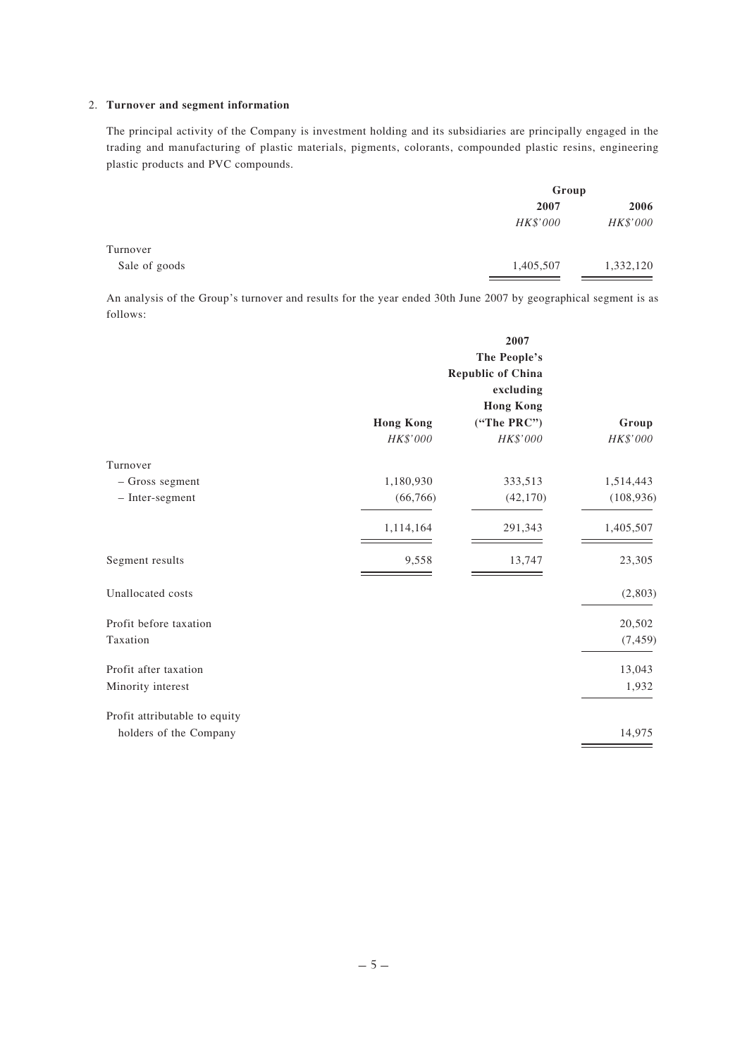2. **Turnover and segment information**

The principal activity of the Company is investment holding and its subsidiaries are principally engaged in the trading and manufacturing of plastic materials, pigments, colorants, compounded plastic resins, engineering plastic products and PVC compounds.

| | Group | |
|---|---|---|
| | **2007** | **2006** |
| | *HK$'000* | *HK$'000* |
| Turnover | | |
| Sale of goods | 1,405,507 | 1,332,120 |

An analysis of the Group's turnover and results for the year ended 30th June 2007 by geographical segment is as follows:

| | | **2007** | |
|---|---|---|---|
| | **Hong Kong** | **The People's Republic of China excluding Hong Kong ("The PRC")** | **Group** |
| | *HK$'000* | *HK$'000* | *HK$'000* |
| Turnover | | | |
| – Gross segment | 1,180,930 | 333,513 | 1,514,443 |
| – Inter-segment | (66,766) | (42,170) | (108,936) |
| | 1,114,164 | 291,343 | 1,405,507 |
| Segment results | 9,558 | 13,747 | 23,305 |
| Unallocated costs | | | (2,803) |
| Profit before taxation | | | 20,502 |
| Taxation | | | (7,459) |
| Profit after taxation | | | 13,043 |
| Minority interest | | | 1,932 |
| Profit attributable to equity holders of the Company | | | 14,975 |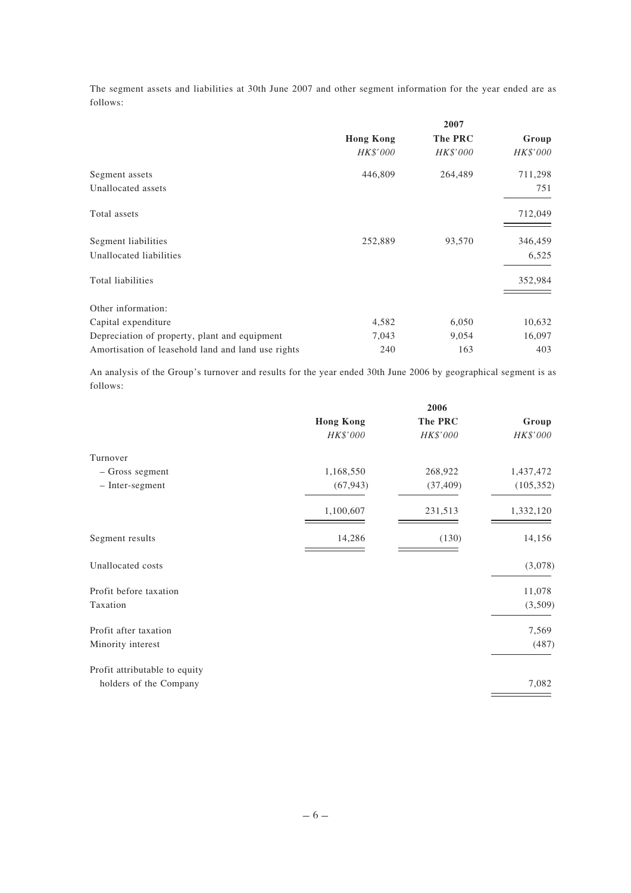The segment assets and liabilities at 30th June 2007 and other segment information for the year ended are as follows:

| | 2007 | | |
|---|---|---|---|
| | **Hong Kong** | **The PRC** | **Group** |
| | *HK$'000* | *HK$'000* | *HK$'000* |
| Segment assets | 446,809 | 264,489 | 711,298 |
| Unallocated assets | | | 751 |
| Total assets | | | 712,049 |
| Segment liabilities | 252,889 | 93,570 | 346,459 |
| Unallocated liabilities | | | 6,525 |
| Total liabilities | | | 352,984 |
| Other information: | | | |
| Capital expenditure | 4,582 | 6,050 | 10,632 |
| Depreciation of property, plant and equipment | 7,043 | 9,054 | 16,097 |
| Amortisation of leasehold land and land use rights | 240 | 163 | 403 |

An analysis of the Group's turnover and results for the year ended 30th June 2006 by geographical segment is as follows:

| | 2006 | | |
|---|---|---|---|
| | **Hong Kong** | **The PRC** | **Group** |
| | *HK$'000* | *HK$'000* | *HK$'000* |
| Turnover | | | |
| – Gross segment | 1,168,550 | 268,922 | 1,437,472 |
| – Inter-segment | (67,943) | (37,409) | (105,352) |
| | 1,100,607 | 231,513 | 1,332,120 |
| Segment results | 14,286 | (130) | 14,156 |
| Unallocated costs | | | (3,078) |
| Profit before taxation | | | 11,078 |
| Taxation | | | (3,509) |
| Profit after taxation | | | 7,569 |
| Minority interest | | | (487) |
| Profit attributable to equity holders of the Company | | | 7,082 |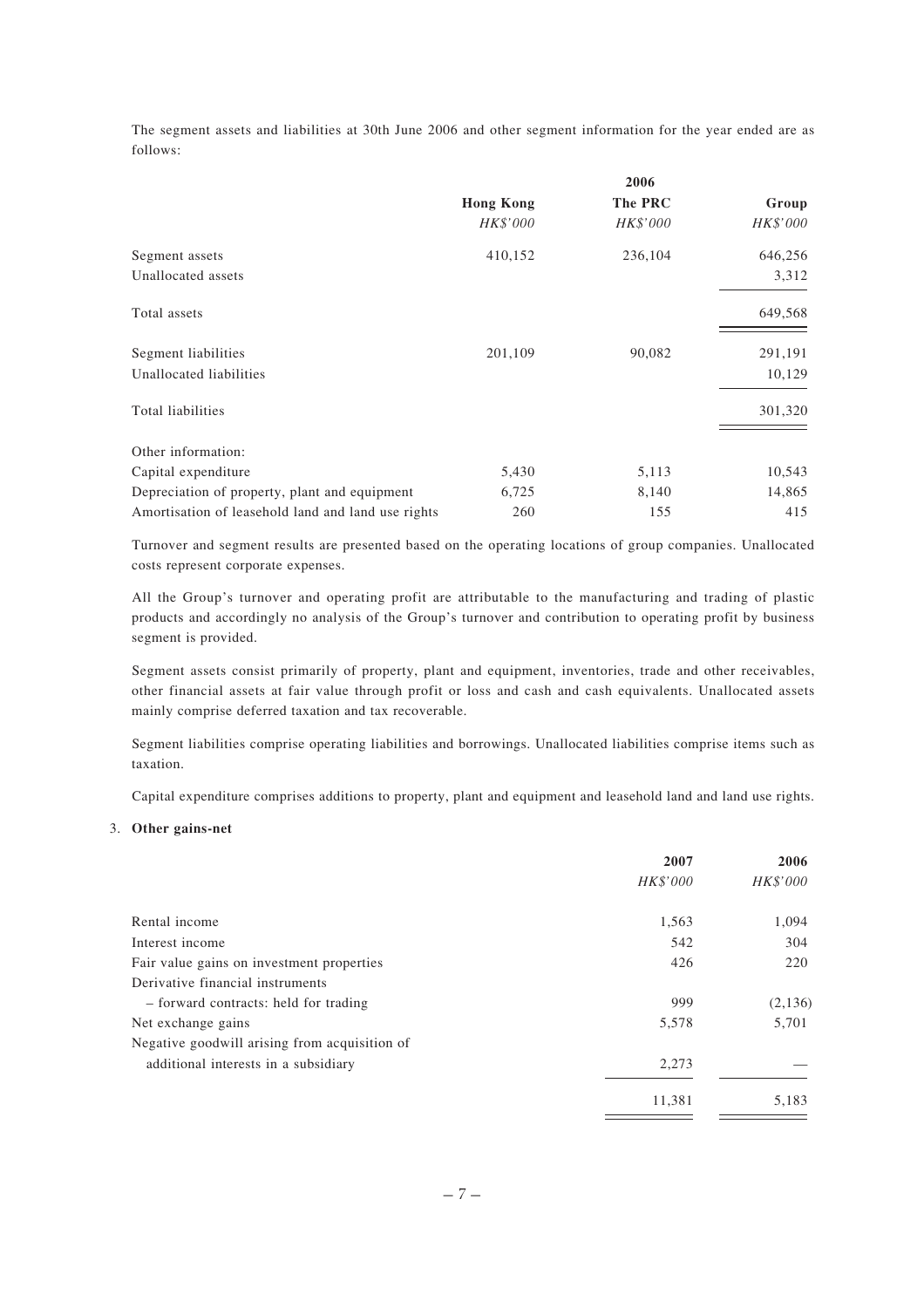The segment assets and liabilities at 30th June 2006 and other segment information for the year ended are as follows:

| | 2006 | | |
|---|---|---|---|
| | **Hong Kong** | **The PRC** | **Group** |
| | *HK$'000* | *HK$'000* | *HK$'000* |
| Segment assets | 410,152 | 236,104 | 646,256 |
| Unallocated assets | | | 3,312 |
| Total assets | | | 649,568 |
| Segment liabilities | 201,109 | 90,082 | 291,191 |
| Unallocated liabilities | | | 10,129 |
| Total liabilities | | | 301,320 |
| Other information: | | | |
| Capital expenditure | 5,430 | 5,113 | 10,543 |
| Depreciation of property, plant and equipment | 6,725 | 8,140 | 14,865 |
| Amortisation of leasehold land and land use rights | 260 | 155 | 415 |

Turnover and segment results are presented based on the operating locations of group companies. Unallocated costs represent corporate expenses.

All the Group's turnover and operating profit are attributable to the manufacturing and trading of plastic products and accordingly no analysis of the Group's turnover and contribution to operating profit by business segment is provided.

Segment assets consist primarily of property, plant and equipment, inventories, trade and other receivables, other financial assets at fair value through profit or loss and cash and cash equivalents. Unallocated assets mainly comprise deferred taxation and tax recoverable.

Segment liabilities comprise operating liabilities and borrowings. Unallocated liabilities comprise items such as taxation.

Capital expenditure comprises additions to property, plant and equipment and leasehold land and land use rights.

3. **Other gains-net**

| | 2007 | 2006 |
|---|---|---|
| | *HK$'000* | *HK$'000* |
| Rental income | 1,563 | 1,094 |
| Interest income | 542 | 304 |
| Fair value gains on investment properties | 426 | 220 |
| Derivative financial instruments | | |
| – forward contracts: held for trading | 999 | (2,136) |
| Net exchange gains | 5,578 | 5,701 |
| Negative goodwill arising from acquisition of additional interests in a subsidiary | 2,273 | — |
| | 11,381 | 5,183 |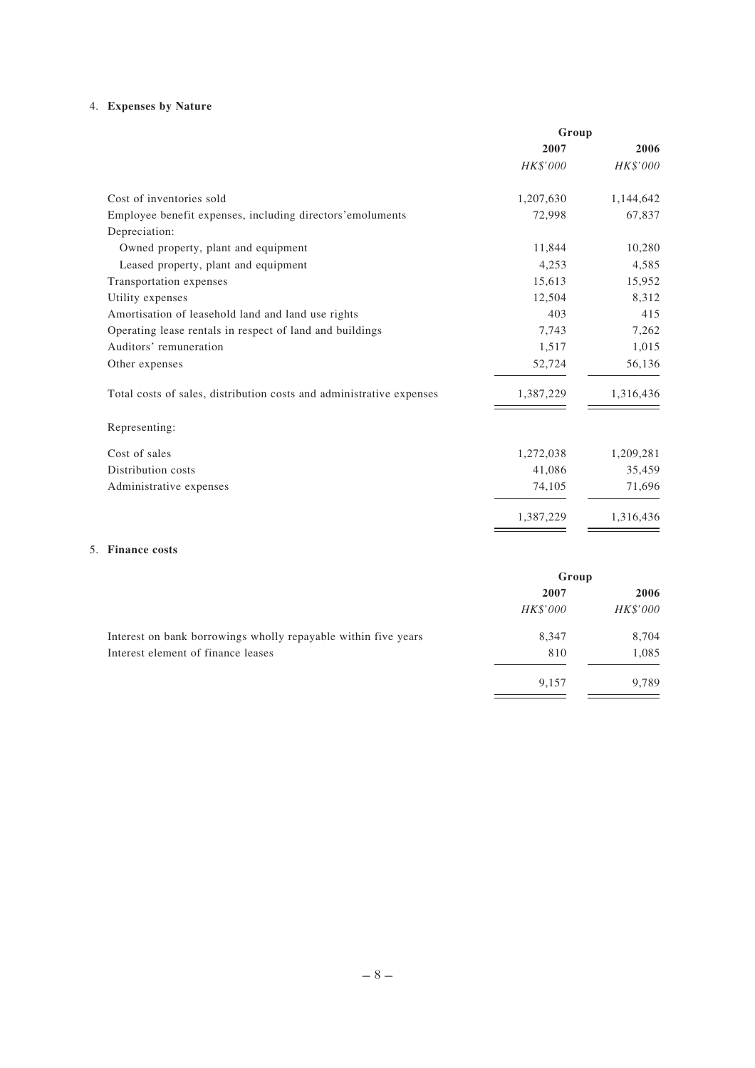## 4. **Expenses by Nature**

| | Group | |
|---|---|---|
| | **2007** | **2006** |
| | *HK$'000* | *HK$'000* |
| Cost of inventories sold | 1,207,630 | 1,144,642 |
| Employee benefit expenses, including directors'emoluments | 72,998 | 67,837 |
| Depreciation: | | |
| Owned property, plant and equipment | 11,844 | 10,280 |
| Leased property, plant and equipment | 4,253 | 4,585 |
| Transportation expenses | 15,613 | 15,952 |
| Utility expenses | 12,504 | 8,312 |
| Amortisation of leasehold land and land use rights | 403 | 415 |
| Operating lease rentals in respect of land and buildings | 7,743 | 7,262 |
| Auditors' remuneration | 1,517 | 1,015 |
| Other expenses | 52,724 | 56,136 |
| Total costs of sales, distribution costs and administrative expenses | 1,387,229 | 1,316,436 |
| Representing: | | |
| Cost of sales | 1,272,038 | 1,209,281 |
| Distribution costs | 41,086 | 35,459 |
| Administrative expenses | 74,105 | 71,696 |
| | 1,387,229 | 1,316,436 |

## 5. **Finance costs**

| | Group | |
|---|---|---|
| | **2007** | **2006** |
| | *HK$'000* | *HK$'000* |
| Interest on bank borrowings wholly repayable within five years | 8,347 | 8,704 |
| Interest element of finance leases | 810 | 1,085 |
| | 9,157 | 9,789 |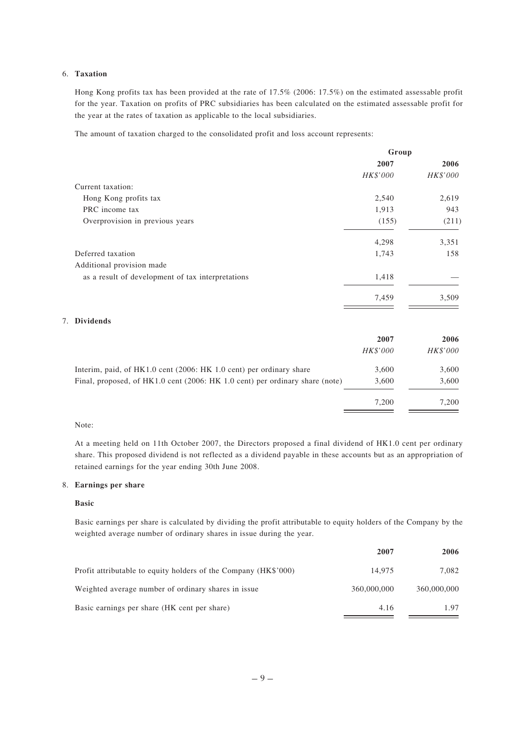6. **Taxation**

   Hong Kong profits tax has been provided at the rate of 17.5% (2006: 17.5%) on the estimated assessable profit for the year. Taxation on profits of PRC subsidiaries has been calculated on the estimated assessable profit for the year at the rates of taxation as applicable to the local subsidiaries.

   The amount of taxation charged to the consolidated profit and loss account represents:

| | Group | |
|---|---|---|
| | **2007** | **2006** |
| | *HK$'000* | *HK$'000* |
| Current taxation: | | |
| Hong Kong profits tax | 2,540 | 2,619 |
| PRC income tax | 1,913 | 943 |
| Overprovision in previous years | (155) | (211) |
| | 4,298 | 3,351 |
| Deferred taxation | 1,743 | 158 |
| Additional provision made as a result of development of tax interpretations | 1,418 | — |
| | 7,459 | 3,509 |

7. **Dividends**

| | **2007** | **2006** |
|---|---|---|
| | *HK$'000* | *HK$'000* |
| Interim, paid, of HK1.0 cent (2006: HK 1.0 cent) per ordinary share | 3,600 | 3,600 |
| Final, proposed, of HK1.0 cent (2006: HK 1.0 cent) per ordinary share (note) | 3,600 | 3,600 |
| | 7,200 | 7,200 |

   Note:

   At a meeting held on 11th October 2007, the Directors proposed a final dividend of HK1.0 cent per ordinary share. This proposed dividend is not reflected as a dividend payable in these accounts but as an appropriation of retained earnings for the year ending 30th June 2008.

8. **Earnings per share**

   **Basic**

   Basic earnings per share is calculated by dividing the profit attributable to equity holders of the Company by the weighted average number of ordinary shares in issue during the year.

| | **2007** | **2006** |
|---|---|---|
| Profit attributable to equity holders of the Company (HK$'000) | 14,975 | 7,082 |
| Weighted average number of ordinary shares in issue | 360,000,000 | 360,000,000 |
| Basic earnings per share (HK cent per share) | 4.16 | 1.97 |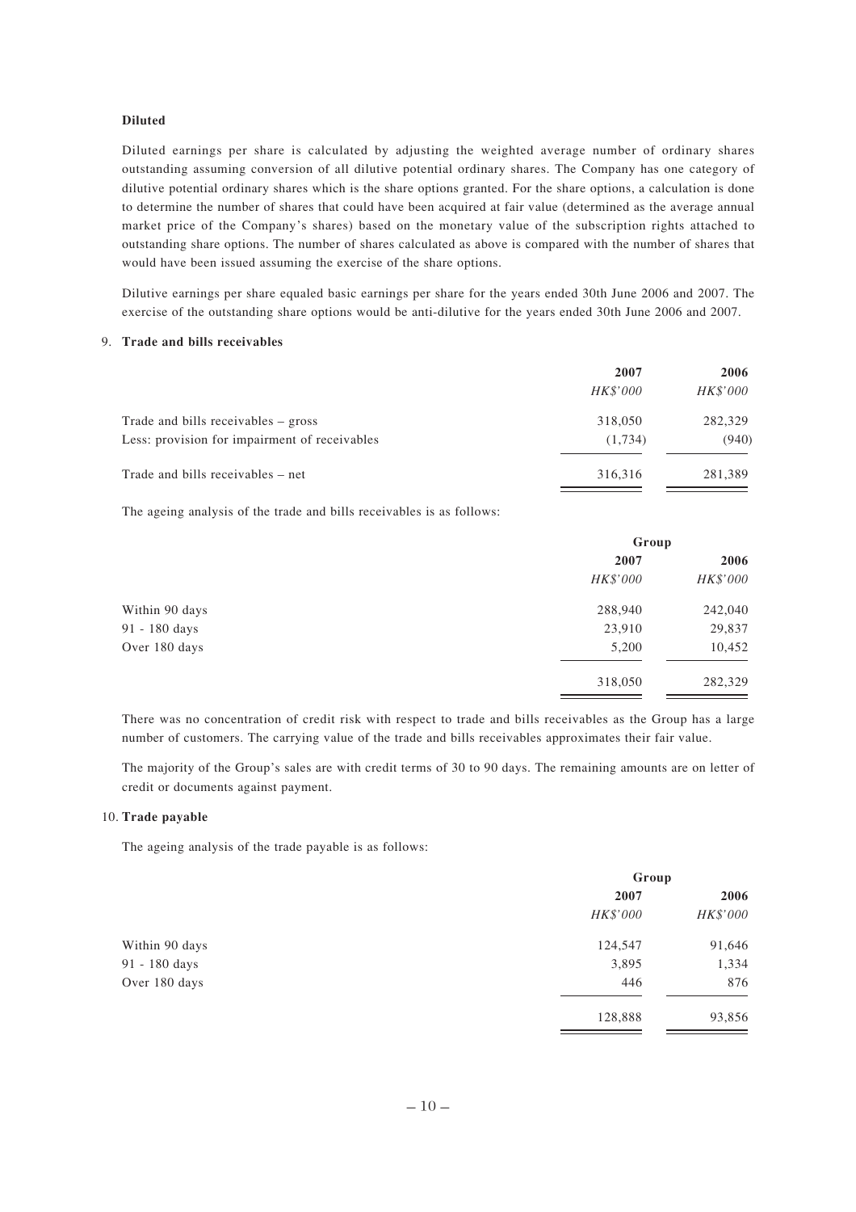**Diluted**

Diluted earnings per share is calculated by adjusting the weighted average number of ordinary shares outstanding assuming conversion of all dilutive potential ordinary shares. The Company has one category of dilutive potential ordinary shares which is the share options granted. For the share options, a calculation is done to determine the number of shares that could have been acquired at fair value (determined as the average annual market price of the Company's shares) based on the monetary value of the subscription rights attached to outstanding share options. The number of shares calculated as above is compared with the number of shares that would have been issued assuming the exercise of the share options.

Dilutive earnings per share equaled basic earnings per share for the years ended 30th June 2006 and 2007. The exercise of the outstanding share options would be anti-dilutive for the years ended 30th June 2006 and 2007.

9. **Trade and bills receivables**

| | **2007** | **2006** |
|---|---|---|
| | *HK$'000* | *HK$'000* |
| Trade and bills receivables – gross | 318,050 | 282,329 |
| Less: provision for impairment of receivables | (1,734) | (940) |
| Trade and bills receivables – net | 316,316 | 281,389 |

The ageing analysis of the trade and bills receivables is as follows:

| | **Group** | |
|---|---|---|
| | **2007** | **2006** |
| | *HK$'000* | *HK$'000* |
| Within 90 days | 288,940 | 242,040 |
| 91 - 180 days | 23,910 | 29,837 |
| Over 180 days | 5,200 | 10,452 |
| | 318,050 | 282,329 |

There was no concentration of credit risk with respect to trade and bills receivables as the Group has a large number of customers. The carrying value of the trade and bills receivables approximates their fair value.

The majority of the Group's sales are with credit terms of 30 to 90 days. The remaining amounts are on letter of credit or documents against payment.

10. **Trade payable**

The ageing analysis of the trade payable is as follows:

| | **Group** | |
|---|---|---|
| | **2007** | **2006** |
| | *HK$'000* | *HK$'000* |
| Within 90 days | 124,547 | 91,646 |
| 91 - 180 days | 3,895 | 1,334 |
| Over 180 days | 446 | 876 |
| | 128,888 | 93,856 |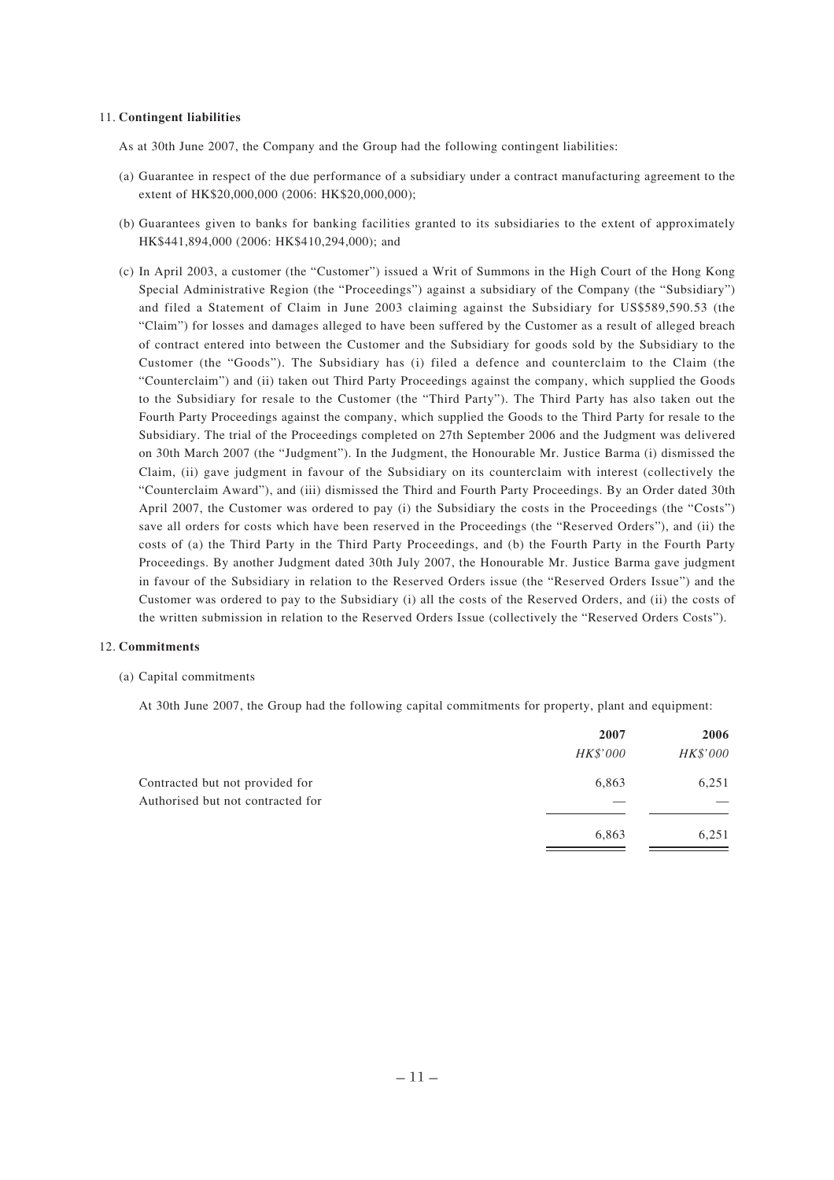11. **Contingent liabilities**

As at 30th June 2007, the Company and the Group had the following contingent liabilities:

(a) Guarantee in respect of the due performance of a subsidiary under a contract manufacturing agreement to the extent of HK$20,000,000 (2006: HK$20,000,000);

(b) Guarantees given to banks for banking facilities granted to its subsidiaries to the extent of approximately HK$441,894,000 (2006: HK$410,294,000); and

(c) In April 2003, a customer (the "Customer") issued a Writ of Summons in the High Court of the Hong Kong Special Administrative Region (the "Proceedings") against a subsidiary of the Company (the "Subsidiary") and filed a Statement of Claim in June 2003 claiming against the Subsidiary for US$589,590.53 (the "Claim") for losses and damages alleged to have been suffered by the Customer as a result of alleged breach of contract entered into between the Customer and the Subsidiary for goods sold by the Subsidiary to the Customer (the "Goods"). The Subsidiary has (i) filed a defence and counterclaim to the Claim (the "Counterclaim") and (ii) taken out Third Party Proceedings against the company, which supplied the Goods to the Subsidiary for resale to the Customer (the "Third Party"). The Third Party has also taken out the Fourth Party Proceedings against the company, which supplied the Goods to the Third Party for resale to the Subsidiary. The trial of the Proceedings completed on 27th September 2006 and the Judgment was delivered on 30th March 2007 (the "Judgment"). In the Judgment, the Honourable Mr. Justice Barma (i) dismissed the Claim, (ii) gave judgment in favour of the Subsidiary on its counterclaim with interest (collectively the "Counterclaim Award"), and (iii) dismissed the Third and Fourth Party Proceedings. By an Order dated 30th April 2007, the Customer was ordered to pay (i) the Subsidiary the costs in the Proceedings (the "Costs") save all orders for costs which have been reserved in the Proceedings (the "Reserved Orders"), and (ii) the costs of (a) the Third Party in the Third Party Proceedings, and (b) the Fourth Party in the Fourth Party Proceedings. By another Judgment dated 30th July 2007, the Honourable Mr. Justice Barma gave judgment in favour of the Subsidiary in relation to the Reserved Orders issue (the "Reserved Orders Issue") and the Customer was ordered to pay to the Subsidiary (i) all the costs of the Reserved Orders, and (ii) the costs of the written submission in relation to the Reserved Orders Issue (collectively the "Reserved Orders Costs").

12. **Commitments**

(a) Capital commitments

At 30th June 2007, the Group had the following capital commitments for property, plant and equipment:

| | **2007** | **2006** |
|---|---|---|
| | *HK$'000* | *HK$'000* |
| Contracted but not provided for | 6,863 | 6,251 |
| Authorised but not contracted for | — | — |
| | 6,863 | 6,251 |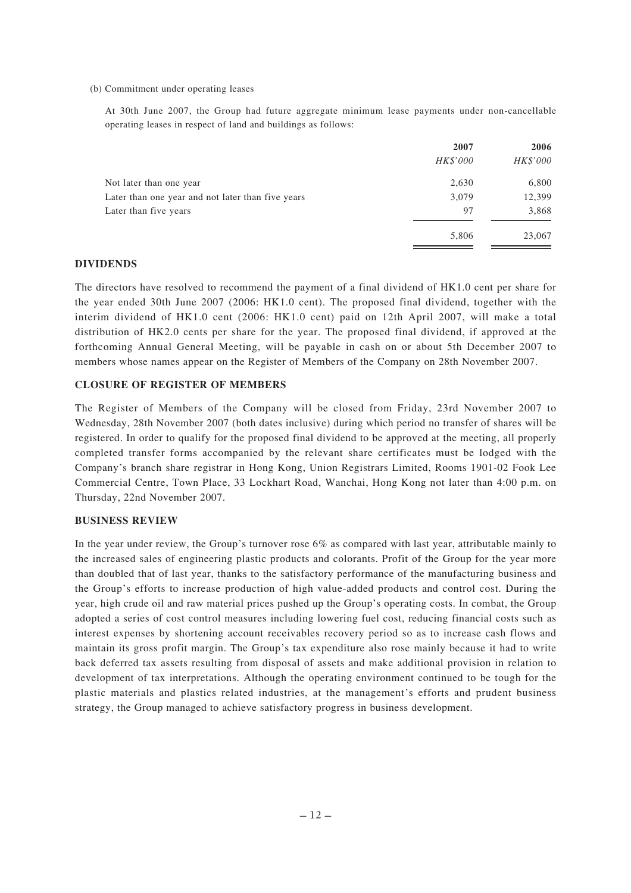(b) Commitment under operating leases

At 30th June 2007, the Group had future aggregate minimum lease payments under non-cancellable operating leases in respect of land and buildings as follows:

| | 2007 | 2006 |
|---|---|---|
| | *HK$'000* | *HK$'000* |
| Not later than one year | 2,630 | 6,800 |
| Later than one year and not later than five years | 3,079 | 12,399 |
| Later than five years | 97 | 3,868 |
| | 5,806 | 23,067 |

## DIVIDENDS

The directors have resolved to recommend the payment of a final dividend of HK1.0 cent per share for the year ended 30th June 2007 (2006: HK1.0 cent). The proposed final dividend, together with the interim dividend of HK1.0 cent (2006: HK1.0 cent) paid on 12th April 2007, will make a total distribution of HK2.0 cents per share for the year. The proposed final dividend, if approved at the forthcoming Annual General Meeting, will be payable in cash on or about 5th December 2007 to members whose names appear on the Register of Members of the Company on 28th November 2007.

## CLOSURE OF REGISTER OF MEMBERS

The Register of Members of the Company will be closed from Friday, 23rd November 2007 to Wednesday, 28th November 2007 (both dates inclusive) during which period no transfer of shares will be registered. In order to qualify for the proposed final dividend to be approved at the meeting, all properly completed transfer forms accompanied by the relevant share certificates must be lodged with the Company's branch share registrar in Hong Kong, Union Registrars Limited, Rooms 1901-02 Fook Lee Commercial Centre, Town Place, 33 Lockhart Road, Wanchai, Hong Kong not later than 4:00 p.m. on Thursday, 22nd November 2007.

## BUSINESS REVIEW

In the year under review, the Group's turnover rose 6% as compared with last year, attributable mainly to the increased sales of engineering plastic products and colorants. Profit of the Group for the year more than doubled that of last year, thanks to the satisfactory performance of the manufacturing business and the Group's efforts to increase production of high value-added products and control cost. During the year, high crude oil and raw material prices pushed up the Group's operating costs. In combat, the Group adopted a series of cost control measures including lowering fuel cost, reducing financial costs such as interest expenses by shortening account receivables recovery period so as to increase cash flows and maintain its gross profit margin. The Group's tax expenditure also rose mainly because it had to write back deferred tax assets resulting from disposal of assets and make additional provision in relation to development of tax interpretations. Although the operating environment continued to be tough for the plastic materials and plastics related industries, at the management's efforts and prudent business strategy, the Group managed to achieve satisfactory progress in business development.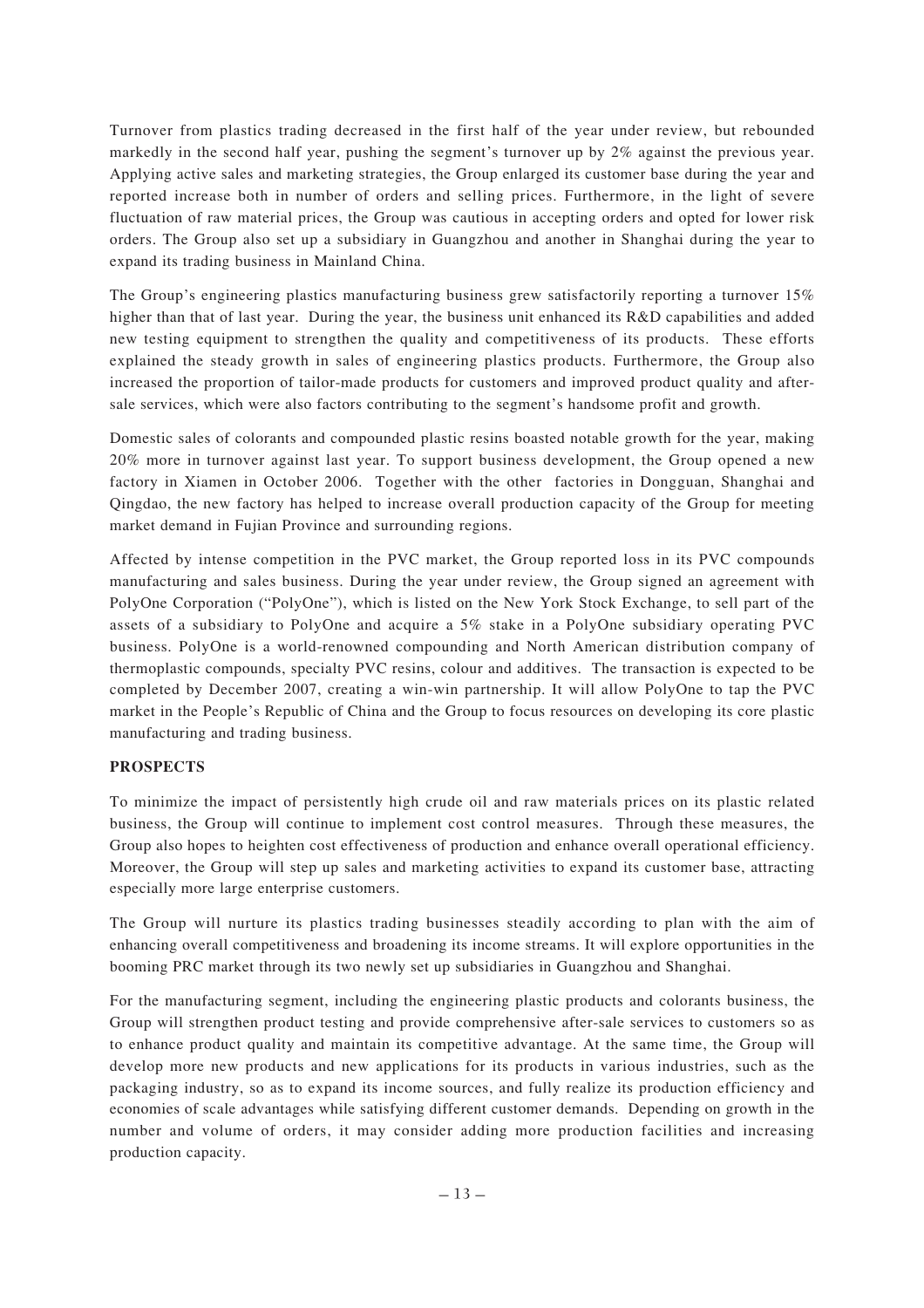Turnover from plastics trading decreased in the first half of the year under review, but rebounded markedly in the second half year, pushing the segment's turnover up by 2% against the previous year. Applying active sales and marketing strategies, the Group enlarged its customer base during the year and reported increase both in number of orders and selling prices. Furthermore, in the light of severe fluctuation of raw material prices, the Group was cautious in accepting orders and opted for lower risk orders. The Group also set up a subsidiary in Guangzhou and another in Shanghai during the year to expand its trading business in Mainland China.

The Group's engineering plastics manufacturing business grew satisfactorily reporting a turnover 15% higher than that of last year. During the year, the business unit enhanced its R&D capabilities and added new testing equipment to strengthen the quality and competitiveness of its products. These efforts explained the steady growth in sales of engineering plastics products. Furthermore, the Group also increased the proportion of tailor-made products for customers and improved product quality and after-sale services, which were also factors contributing to the segment's handsome profit and growth.

Domestic sales of colorants and compounded plastic resins boasted notable growth for the year, making 20% more in turnover against last year. To support business development, the Group opened a new factory in Xiamen in October 2006. Together with the other factories in Dongguan, Shanghai and Qingdao, the new factory has helped to increase overall production capacity of the Group for meeting market demand in Fujian Province and surrounding regions.

Affected by intense competition in the PVC market, the Group reported loss in its PVC compounds manufacturing and sales business. During the year under review, the Group signed an agreement with PolyOne Corporation ("PolyOne"), which is listed on the New York Stock Exchange, to sell part of the assets of a subsidiary to PolyOne and acquire a 5% stake in a PolyOne subsidiary operating PVC business. PolyOne is a world-renowned compounding and North American distribution company of thermoplastic compounds, specialty PVC resins, colour and additives. The transaction is expected to be completed by December 2007, creating a win-win partnership. It will allow PolyOne to tap the PVC market in the People's Republic of China and the Group to focus resources on developing its core plastic manufacturing and trading business.

**PROSPECTS**

To minimize the impact of persistently high crude oil and raw materials prices on its plastic related business, the Group will continue to implement cost control measures. Through these measures, the Group also hopes to heighten cost effectiveness of production and enhance overall operational efficiency. Moreover, the Group will step up sales and marketing activities to expand its customer base, attracting especially more large enterprise customers.

The Group will nurture its plastics trading businesses steadily according to plan with the aim of enhancing overall competitiveness and broadening its income streams. It will explore opportunities in the booming PRC market through its two newly set up subsidiaries in Guangzhou and Shanghai.

For the manufacturing segment, including the engineering plastic products and colorants business, the Group will strengthen product testing and provide comprehensive after-sale services to customers so as to enhance product quality and maintain its competitive advantage. At the same time, the Group will develop more new products and new applications for its products in various industries, such as the packaging industry, so as to expand its income sources, and fully realize its production efficiency and economies of scale advantages while satisfying different customer demands. Depending on growth in the number and volume of orders, it may consider adding more production facilities and increasing production capacity.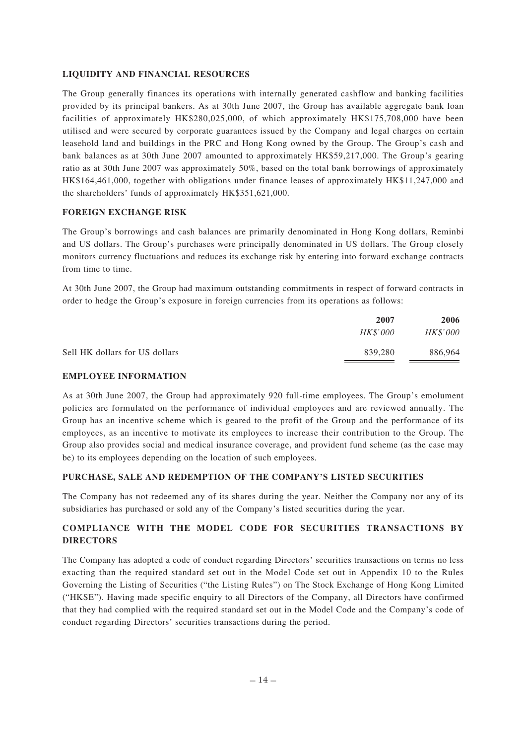## LIQUIDITY AND FINANCIAL RESOURCES

The Group generally finances its operations with internally generated cashflow and banking facilities provided by its principal bankers. As at 30th June 2007, the Group has available aggregate bank loan facilities of approximately HK$280,025,000, of which approximately HK$175,708,000 have been utilised and were secured by corporate guarantees issued by the Company and legal charges on certain leasehold land and buildings in the PRC and Hong Kong owned by the Group. The Group's cash and bank balances as at 30th June 2007 amounted to approximately HK$59,217,000. The Group's gearing ratio as at 30th June 2007 was approximately 50%, based on the total bank borrowings of approximately HK$164,461,000, together with obligations under finance leases of approximately HK$11,247,000 and the shareholders' funds of approximately HK$351,621,000.

## FOREIGN EXCHANGE RISK

The Group's borrowings and cash balances are primarily denominated in Hong Kong dollars, Reminbi and US dollars. The Group's purchases were principally denominated in US dollars. The Group closely monitors currency fluctuations and reduces its exchange risk by entering into forward exchange contracts from time to time.

At 30th June 2007, the Group had maximum outstanding commitments in respect of forward contracts in order to hedge the Group's exposure in foreign currencies from its operations as follows:

| | **2007** | **2006** |
|---|---|---|
| | *HK$'000* | *HK$'000* |
| Sell HK dollars for US dollars | 839,280 | 886,964 |

## EMPLOYEE INFORMATION

As at 30th June 2007, the Group had approximately 920 full-time employees. The Group's emolument policies are formulated on the performance of individual employees and are reviewed annually. The Group has an incentive scheme which is geared to the profit of the Group and the performance of its employees, as an incentive to motivate its employees to increase their contribution to the Group. The Group also provides social and medical insurance coverage, and provident fund scheme (as the case may be) to its employees depending on the location of such employees.

## PURCHASE, SALE AND REDEMPTION OF THE COMPANY'S LISTED SECURITIES

The Company has not redeemed any of its shares during the year. Neither the Company nor any of its subsidiaries has purchased or sold any of the Company's listed securities during the year.

## COMPLIANCE WITH THE MODEL CODE FOR SECURITIES TRANSACTIONS BY DIRECTORS

The Company has adopted a code of conduct regarding Directors' securities transactions on terms no less exacting than the required standard set out in the Model Code set out in Appendix 10 to the Rules Governing the Listing of Securities ("the Listing Rules") on The Stock Exchange of Hong Kong Limited ("HKSE"). Having made specific enquiry to all Directors of the Company, all Directors have confirmed that they had complied with the required standard set out in the Model Code and the Company's code of conduct regarding Directors' securities transactions during the period.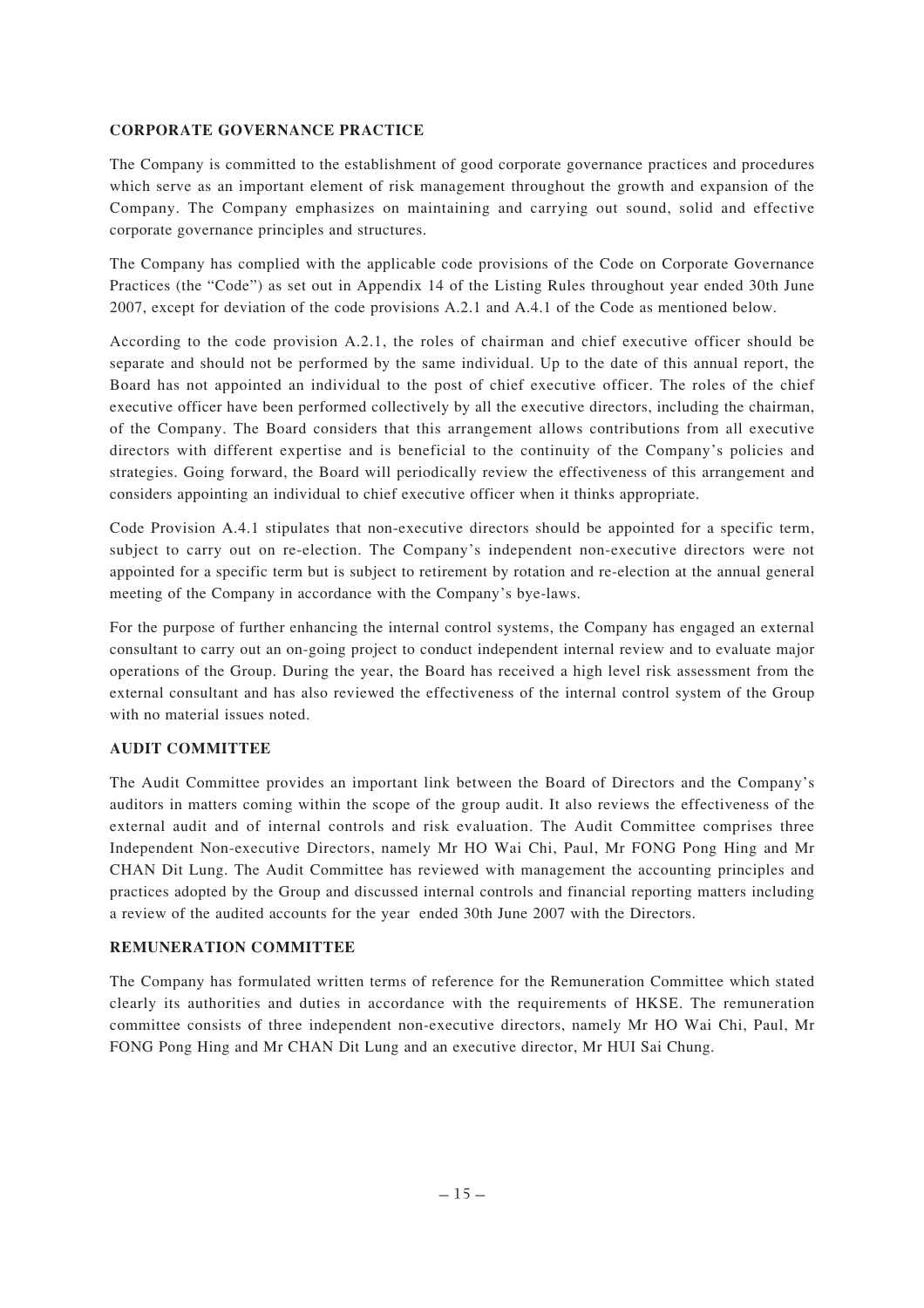## CORPORATE GOVERNANCE PRACTICE

The Company is committed to the establishment of good corporate governance practices and procedures which serve as an important element of risk management throughout the growth and expansion of the Company. The Company emphasizes on maintaining and carrying out sound, solid and effective corporate governance principles and structures.

The Company has complied with the applicable code provisions of the Code on Corporate Governance Practices (the "Code") as set out in Appendix 14 of the Listing Rules throughout year ended 30th June 2007, except for deviation of the code provisions A.2.1 and A.4.1 of the Code as mentioned below.

According to the code provision A.2.1, the roles of chairman and chief executive officer should be separate and should not be performed by the same individual. Up to the date of this annual report, the Board has not appointed an individual to the post of chief executive officer. The roles of the chief executive officer have been performed collectively by all the executive directors, including the chairman, of the Company. The Board considers that this arrangement allows contributions from all executive directors with different expertise and is beneficial to the continuity of the Company's policies and strategies. Going forward, the Board will periodically review the effectiveness of this arrangement and considers appointing an individual to chief executive officer when it thinks appropriate.

Code Provision A.4.1 stipulates that non-executive directors should be appointed for a specific term, subject to carry out on re-election. The Company's independent non-executive directors were not appointed for a specific term but is subject to retirement by rotation and re-election at the annual general meeting of the Company in accordance with the Company's bye-laws.

For the purpose of further enhancing the internal control systems, the Company has engaged an external consultant to carry out an on-going project to conduct independent internal review and to evaluate major operations of the Group. During the year, the Board has received a high level risk assessment from the external consultant and has also reviewed the effectiveness of the internal control system of the Group with no material issues noted.

## AUDIT COMMITTEE

The Audit Committee provides an important link between the Board of Directors and the Company's auditors in matters coming within the scope of the group audit. It also reviews the effectiveness of the external audit and of internal controls and risk evaluation. The Audit Committee comprises three Independent Non-executive Directors, namely Mr HO Wai Chi, Paul, Mr FONG Pong Hing and Mr CHAN Dit Lung. The Audit Committee has reviewed with management the accounting principles and practices adopted by the Group and discussed internal controls and financial reporting matters including a review of the audited accounts for the year ended 30th June 2007 with the Directors.

## REMUNERATION COMMITTEE

The Company has formulated written terms of reference for the Remuneration Committee which stated clearly its authorities and duties in accordance with the requirements of HKSE. The remuneration committee consists of three independent non-executive directors, namely Mr HO Wai Chi, Paul, Mr FONG Pong Hing and Mr CHAN Dit Lung and an executive director, Mr HUI Sai Chung.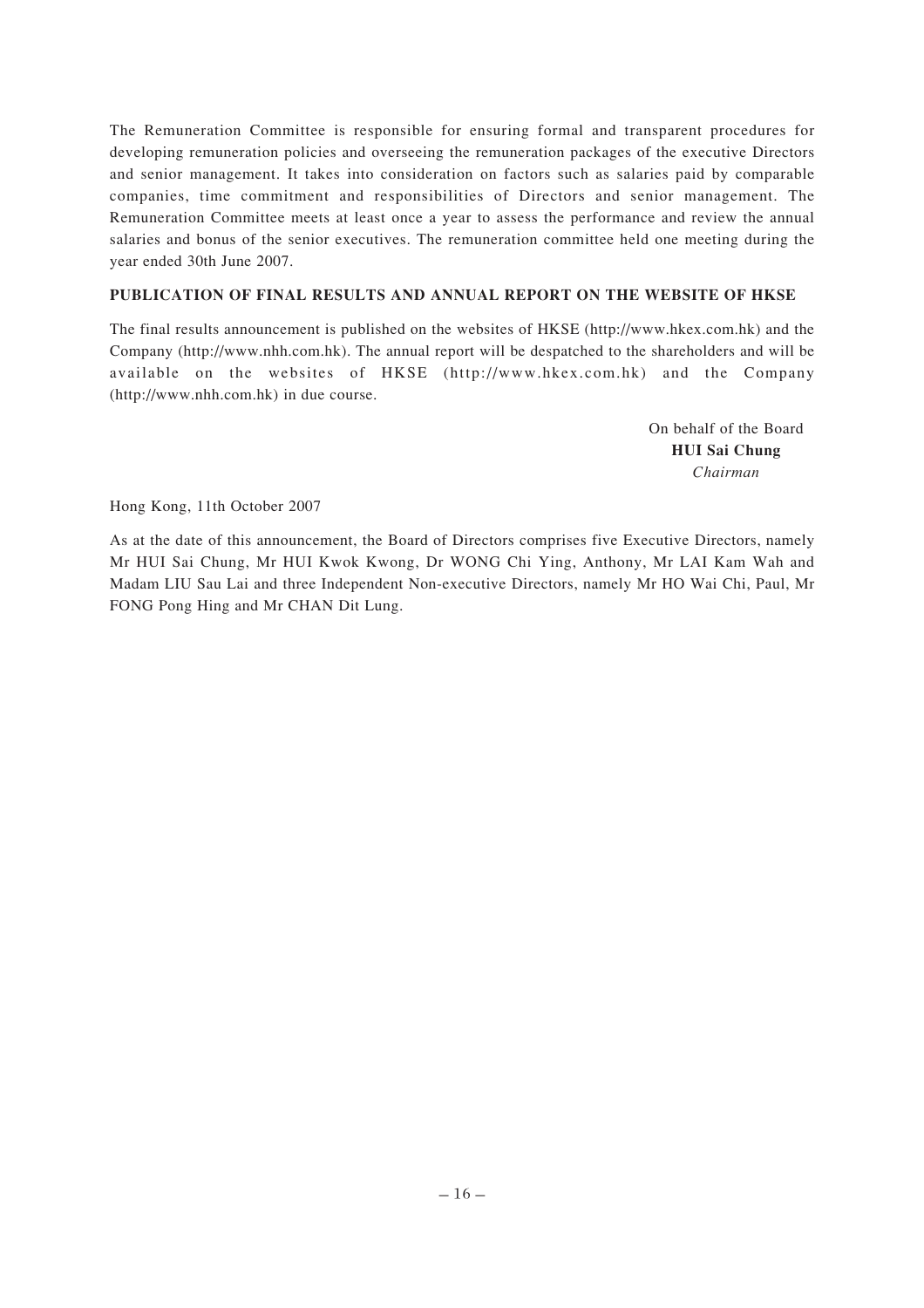The Remuneration Committee is responsible for ensuring formal and transparent procedures for developing remuneration policies and overseeing the remuneration packages of the executive Directors and senior management. It takes into consideration on factors such as salaries paid by comparable companies, time commitment and responsibilities of Directors and senior management. The Remuneration Committee meets at least once a year to assess the performance and review the annual salaries and bonus of the senior executives. The remuneration committee held one meeting during the year ended 30th June 2007.

**PUBLICATION OF FINAL RESULTS AND ANNUAL REPORT ON THE WEBSITE OF HKSE**

The final results announcement is published on the websites of HKSE (http://www.hkex.com.hk) and the Company (http://www.nhh.com.hk). The annual report will be despatched to the shareholders and will be available on the websites of HKSE (http://www.hkex.com.hk) and the Company (http://www.nhh.com.hk) in due course.

On behalf of the Board
**HUI Sai Chung**
*Chairman*

Hong Kong, 11th October 2007

As at the date of this announcement, the Board of Directors comprises five Executive Directors, namely Mr HUI Sai Chung, Mr HUI Kwok Kwong, Dr WONG Chi Ying, Anthony, Mr LAI Kam Wah and Madam LIU Sau Lai and three Independent Non-executive Directors, namely Mr HO Wai Chi, Paul, Mr FONG Pong Hing and Mr CHAN Dit Lung.